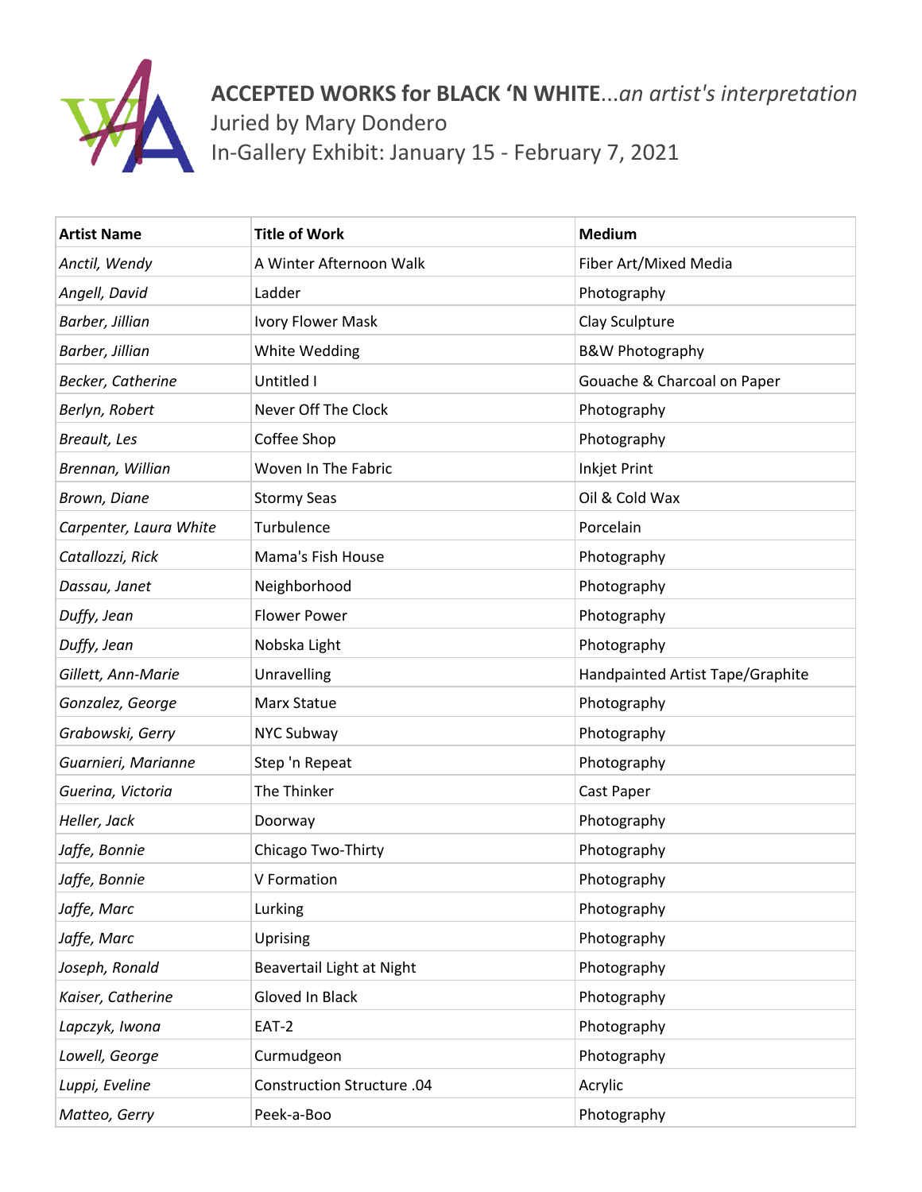# **ACCEPTED WORKS for BLACK 'N WHITE**...*an artist's interpretation*

Juried by Mary Dondero

In-Gallery Exhibit: January 15 - February 7, 2021

| **Artist Name** | **Title of Work** | **Medium** |
|---|---|---|
| *Anctil, Wendy* | A Winter Afternoon Walk | Fiber Art/Mixed Media |
| *Angell, David* | Ladder | Photography |
| *Barber, Jillian* | Ivory Flower Mask | Clay Sculpture |
| *Barber, Jillian* | White Wedding | B&W Photography |
| *Becker, Catherine* | Untitled I | Gouache & Charcoal on Paper |
| *Berlyn, Robert* | Never Off The Clock | Photography |
| *Breault, Les* | Coffee Shop | Photography |
| *Brennan, Willian* | Woven In The Fabric | Inkjet Print |
| *Brown, Diane* | Stormy Seas | Oil & Cold Wax |
| *Carpenter, Laura White* | Turbulence | Porcelain |
| *Catallozzi, Rick* | Mama's Fish House | Photography |
| *Dassau, Janet* | Neighborhood | Photography |
| *Duffy, Jean* | Flower Power | Photography |
| *Duffy, Jean* | Nobska Light | Photography |
| *Gillett, Ann-Marie* | Unravelling | Handpainted Artist Tape/Graphite |
| *Gonzalez, George* | Marx Statue | Photography |
| *Grabowski, Gerry* | NYC Subway | Photography |
| *Guarnieri, Marianne* | Step 'n Repeat | Photography |
| *Guerina, Victoria* | The Thinker | Cast Paper |
| *Heller, Jack* | Doorway | Photography |
| *Jaffe, Bonnie* | Chicago Two-Thirty | Photography |
| *Jaffe, Bonnie* | V Formation | Photography |
| *Jaffe, Marc* | Lurking | Photography |
| *Jaffe, Marc* | Uprising | Photography |
| *Joseph, Ronald* | Beavertail Light at Night | Photography |
| *Kaiser, Catherine* | Gloved In Black | Photography |
| *Lapczyk, Iwona* | EAT-2 | Photography |
| *Lowell, George* | Curmudgeon | Photography |
| *Luppi, Eveline* | Construction Structure .04 | Acrylic |
| *Matteo, Gerry* | Peek-a-Boo | Photography |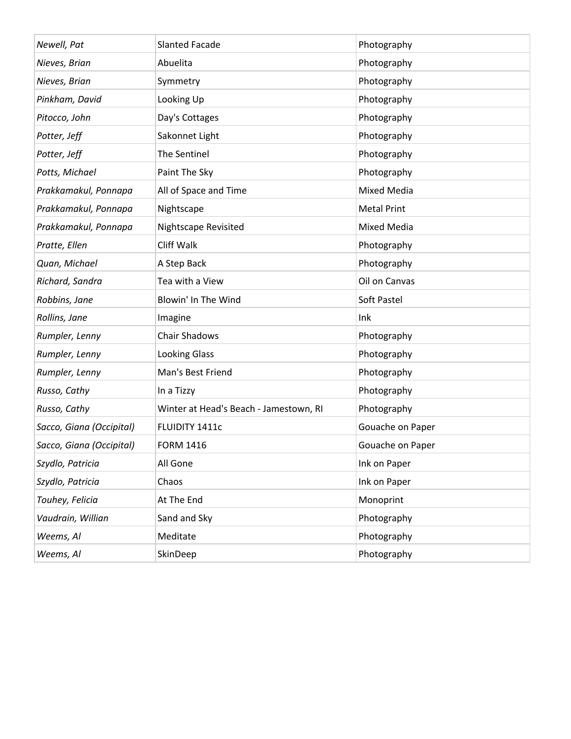| | | |
|---|---|---|
| *Newell, Pat* | Slanted Facade | Photography |
| *Nieves, Brian* | Abuelita | Photography |
| *Nieves, Brian* | Symmetry | Photography |
| *Pinkham, David* | Looking Up | Photography |
| *Pitocco, John* | Day's Cottages | Photography |
| *Potter, Jeff* | Sakonnet Light | Photography |
| *Potter, Jeff* | The Sentinel | Photography |
| *Potts, Michael* | Paint The Sky | Photography |
| *Prakkamakul, Ponnapa* | All of Space and Time | Mixed Media |
| *Prakkamakul, Ponnapa* | Nightscape | Metal Print |
| *Prakkamakul, Ponnapa* | Nightscape Revisited | Mixed Media |
| *Pratte, Ellen* | Cliff Walk | Photography |
| *Quan, Michael* | A Step Back | Photography |
| *Richard, Sandra* | Tea with a View | Oil on Canvas |
| *Robbins, Jane* | Blowin' In The Wind | Soft Pastel |
| *Rollins, Jane* | Imagine | Ink |
| *Rumpler, Lenny* | Chair Shadows | Photography |
| *Rumpler, Lenny* | Looking Glass | Photography |
| *Rumpler, Lenny* | Man's Best Friend | Photography |
| *Russo, Cathy* | In a Tizzy | Photography |
| *Russo, Cathy* | Winter at Head's Beach - Jamestown, RI | Photography |
| *Sacco, Giana (Occipital)* | FLUIDITY 1411c | Gouache on Paper |
| *Sacco, Giana (Occipital)* | FORM 1416 | Gouache on Paper |
| *Szydlo, Patricia* | All Gone | Ink on Paper |
| *Szydlo, Patricia* | Chaos | Ink on Paper |
| *Touhey, Felicia* | At The End | Monoprint |
| *Vaudrain, Willian* | Sand and Sky | Photography |
| *Weems, Al* | Meditate | Photography |
| *Weems, Al* | SkinDeep | Photography |